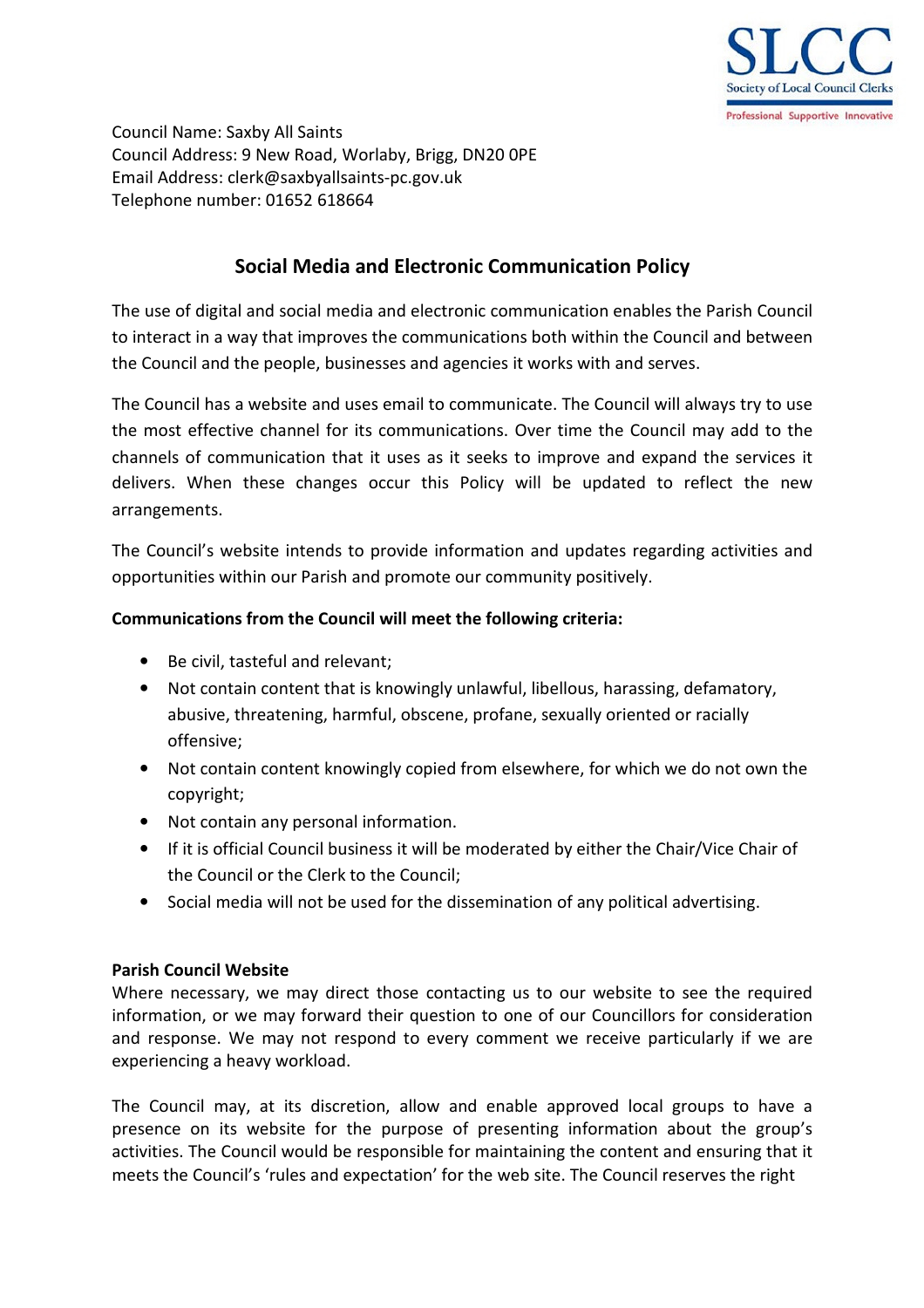Council Name: Saxby All Saints
Council Address: 9 New Road, Worlaby, Brigg, DN20 0PE
Email Address: clerk@saxbyallsaints-pc.gov.uk
Telephone number: 01652 618664

## Social Media and Electronic Communication Policy

The use of digital and social media and electronic communication enables the Parish Council to interact in a way that improves the communications both within the Council and between the Council and the people, businesses and agencies it works with and serves.

The Council has a website and uses email to communicate. The Council will always try to use the most effective channel for its communications. Over time the Council may add to the channels of communication that it uses as it seeks to improve and expand the services it delivers. When these changes occur this Policy will be updated to reflect the new arrangements.

The Council's website intends to provide information and updates regarding activities and opportunities within our Parish and promote our community positively.

**Communications from the Council will meet the following criteria:**

- Be civil, tasteful and relevant;
- Not contain content that is knowingly unlawful, libellous, harassing, defamatory, abusive, threatening, harmful, obscene, profane, sexually oriented or racially offensive;
- Not contain content knowingly copied from elsewhere, for which we do not own the copyright;
- Not contain any personal information.
- If it is official Council business it will be moderated by either the Chair/Vice Chair of the Council or the Clerk to the Council;
- Social media will not be used for the dissemination of any political advertising.

**Parish Council Website**

Where necessary, we may direct those contacting us to our website to see the required information, or we may forward their question to one of our Councillors for consideration and response. We may not respond to every comment we receive particularly if we are experiencing a heavy workload.

The Council may, at its discretion, allow and enable approved local groups to have a presence on its website for the purpose of presenting information about the group's activities. The Council would be responsible for maintaining the content and ensuring that it meets the Council's 'rules and expectation' for the web site. The Council reserves the right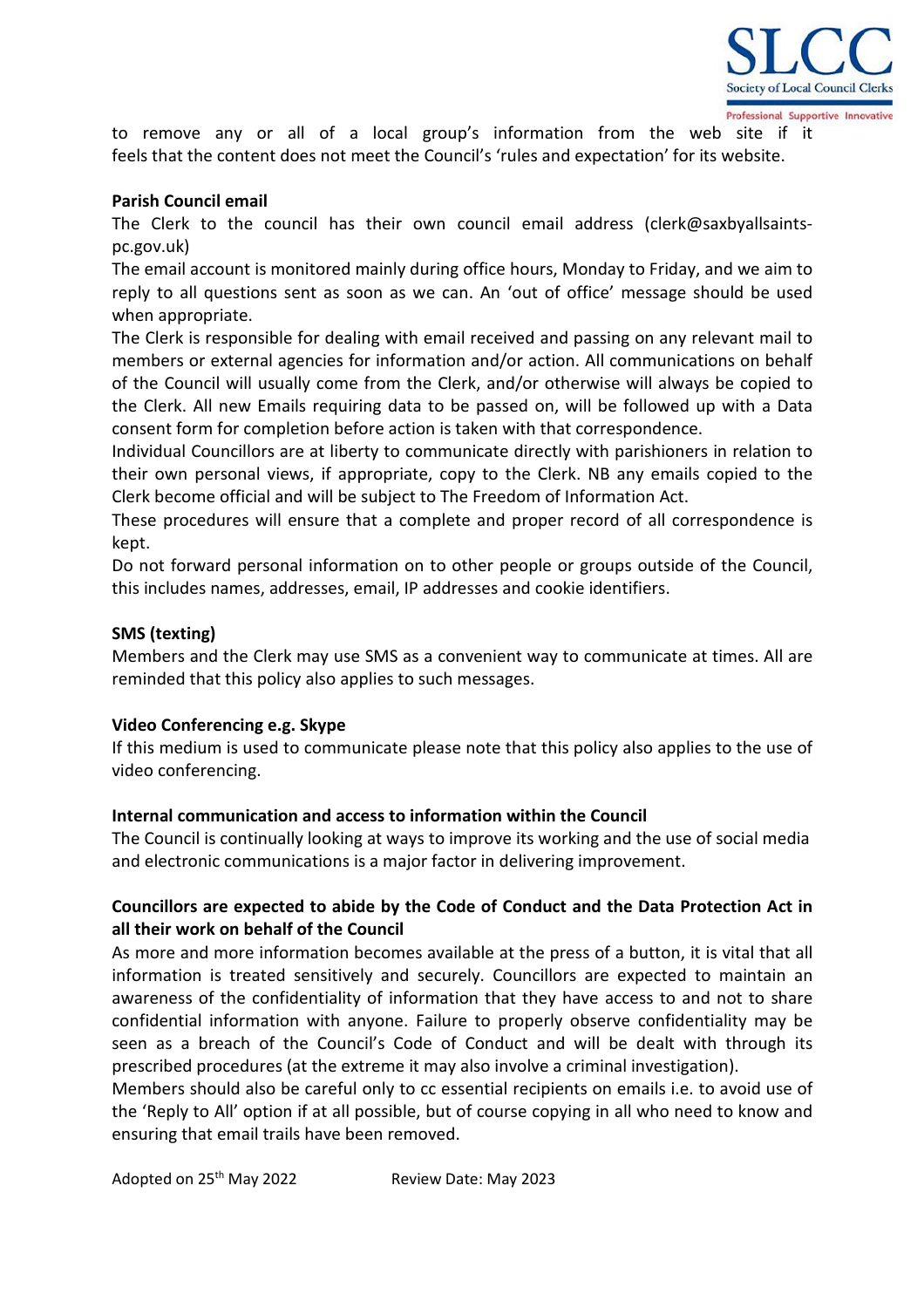to remove any or all of a local group's information from the web site if it feels that the content does not meet the Council's 'rules and expectation' for its website.

**Parish Council email**

The Clerk to the council has their own council email address (clerk@saxbyallsaints-pc.gov.uk)

The email account is monitored mainly during office hours, Monday to Friday, and we aim to reply to all questions sent as soon as we can. An 'out of office' message should be used when appropriate.

The Clerk is responsible for dealing with email received and passing on any relevant mail to members or external agencies for information and/or action. All communications on behalf of the Council will usually come from the Clerk, and/or otherwise will always be copied to the Clerk. All new Emails requiring data to be passed on, will be followed up with a Data consent form for completion before action is taken with that correspondence.

Individual Councillors are at liberty to communicate directly with parishioners in relation to their own personal views, if appropriate, copy to the Clerk. NB any emails copied to the Clerk become official and will be subject to The Freedom of Information Act.

These procedures will ensure that a complete and proper record of all correspondence is kept.

Do not forward personal information on to other people or groups outside of the Council, this includes names, addresses, email, IP addresses and cookie identifiers.

**SMS (texting)**

Members and the Clerk may use SMS as a convenient way to communicate at times. All are reminded that this policy also applies to such messages.

**Video Conferencing e.g. Skype**

If this medium is used to communicate please note that this policy also applies to the use of video conferencing.

**Internal communication and access to information within the Council**

The Council is continually looking at ways to improve its working and the use of social media and electronic communications is a major factor in delivering improvement.

**Councillors are expected to abide by the Code of Conduct and the Data Protection Act in all their work on behalf of the Council**

As more and more information becomes available at the press of a button, it is vital that all information is treated sensitively and securely. Councillors are expected to maintain an awareness of the confidentiality of information that they have access to and not to share confidential information with anyone. Failure to properly observe confidentiality may be seen as a breach of the Council's Code of Conduct and will be dealt with through its prescribed procedures (at the extreme it may also involve a criminal investigation).

Members should also be careful only to cc essential recipients on emails i.e. to avoid use of the 'Reply to All' option if at all possible, but of course copying in all who need to know and ensuring that email trails have been removed.

Adopted on 25th May 2022 Review Date: May 2023